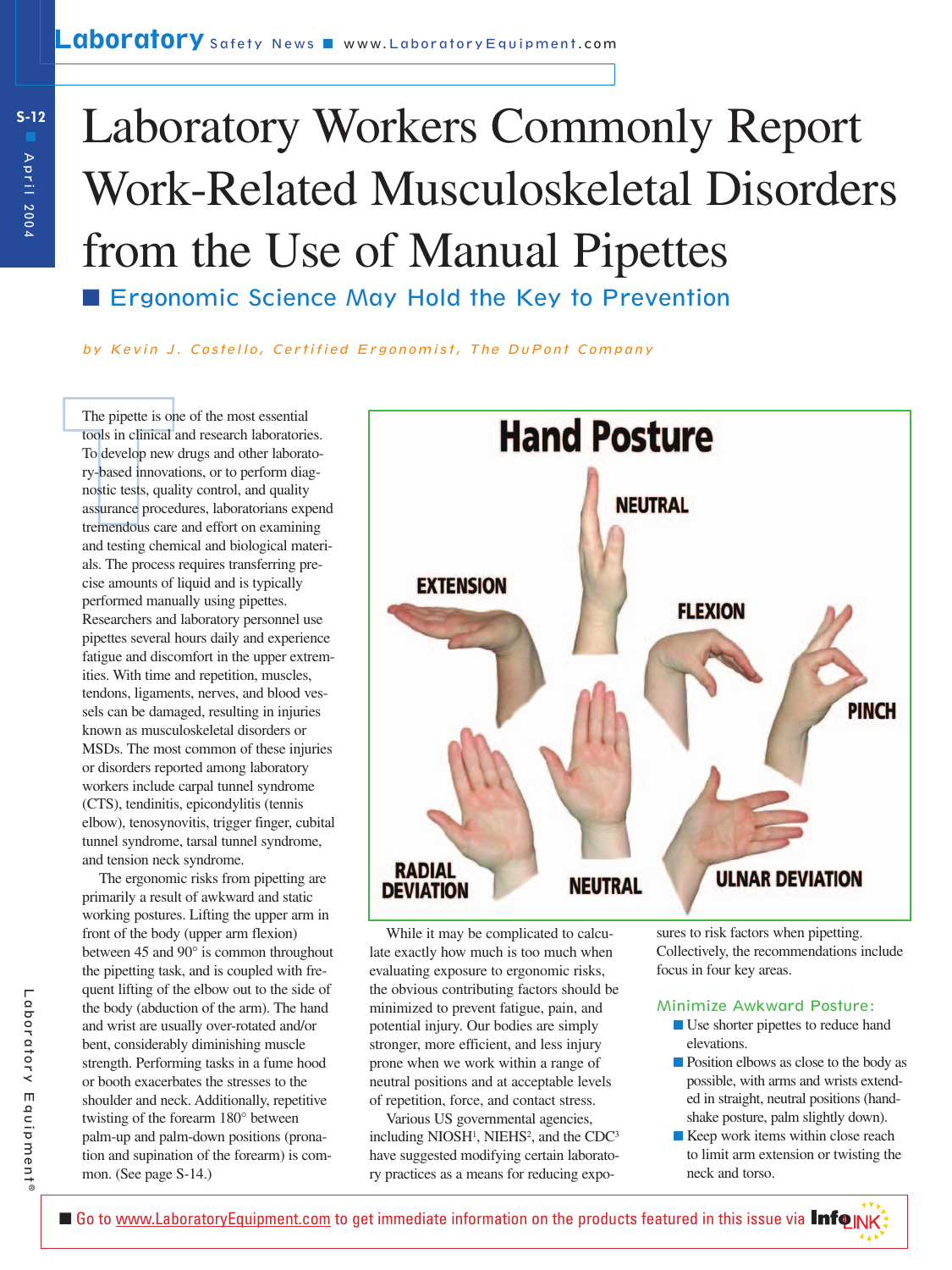# Laboratory Workers Commonly Report Work-Related Musculoskeletal Disorders from the Use of Manual Pipettes

## Ergonomic Science May Hold the Key to Prevention

*by Kevin J. Costello, Certified Ergonomist, The DuPont Company*

The pipette is one of the most essential tools in clinical and research laboratories. To develop new drugs and other laboratory-based innovations, or to perform diagnostic tests, quality control, and quality assurance procedures, laboratorians expend tremendous care and effort on examining and testing chemical and biological materials. The process requires transferring precise amounts of liquid and is typically performed manually using pipettes. Researchers and laboratory personnel use pipettes several hours daily and experience fatigue and discomfort in the upper extremities. With time and repetition, muscles, tendons, ligaments, nerves, and blood vessels can be damaged, resulting in injuries known as musculoskeletal disorders or MSDs. The most common of these injuries or disorders reported among laboratory workers include carpal tunnel syndrome (CTS), tendinitis, epicondylitis (tennis elbow), tenosynovitis, trigger finger, cubital tunnel syndrome, tarsal tunnel syndrome, and tension neck syndrome.

The ergonomic risks from pipetting are primarily a result of awkward and static working postures. Lifting the upper arm in front of the body (upper arm flexion) between 45 and 90° is common throughout the pipetting task, and is coupled with frequent lifting of the elbow out to the side of the body (abduction of the arm). The hand and wrist are usually over-rotated and/or bent, considerably diminishing muscle strength. Performing tasks in a fume hood or booth exacerbates the stresses to the shoulder and neck. Additionally, repetitive twisting of the forearm 180° between palm-up and palm-down positions (pronation and supination of the forearm) is common. (See page S-14.)

**Hand Posture**

NEUTRAL · EXTENSION · FLEXION · PINCH · RADIAL DEVIATION · NEUTRAL · ULNAR DEVIATION

While it may be complicated to calculate exactly how much is too much when evaluating exposure to ergonomic risks, the obvious contributing factors should be minimized to prevent fatigue, pain, and potential injury. Our bodies are simply stronger, more efficient, and less injury prone when we work within a range of neutral positions and at acceptable levels of repetition, force, and contact stress.

Various US governmental agencies, including NIOSH[1], NIEHS[2], and the CDC[3] have suggested modifying certain laboratory practices as a means for reducing exposures to risk factors when pipetting. Collectively, the recommendations include focus in four key areas.

### Minimize Awkward Posture:

- Use shorter pipettes to reduce hand elevations.
- Position elbows as close to the body as possible, with arms and wrists extended in straight, neutral positions (handshake posture, palm slightly down).
- Keep work items within close reach to limit arm extension or twisting the neck and torso.

Go to www.LaboratoryEquipment.com to get immediate information on the products featured in this issue via InfoLINK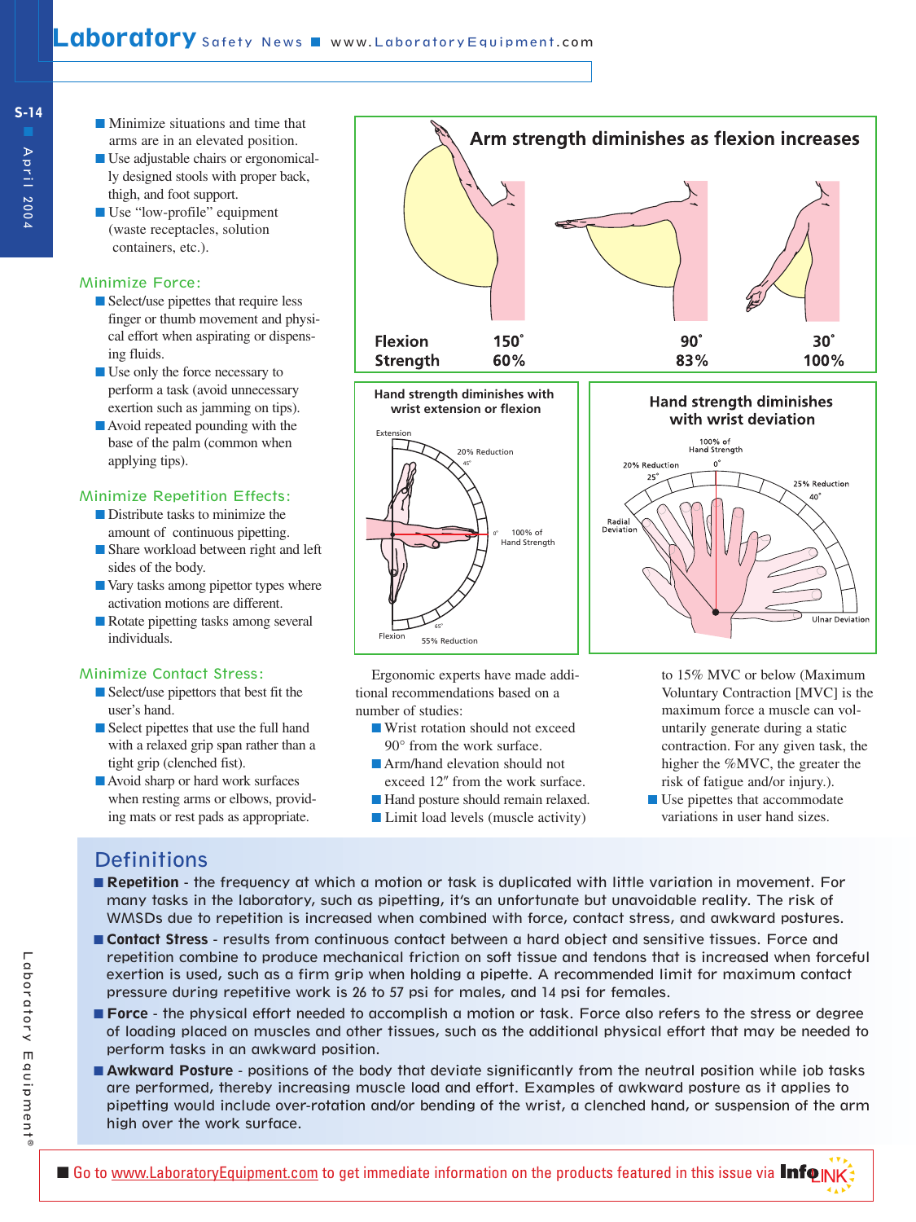- Minimize situations and time that arms are in an elevated position.
- Use adjustable chairs or ergonomically designed stools with proper back, thigh, and foot support.
- Use "low-profile" equipment (waste receptacles, solution containers, etc.).

### Minimize Force:

- Select/use pipettes that require less finger or thumb movement and physical effort when aspirating or dispensing fluids.
- Use only the force necessary to perform a task (avoid unnecessary exertion such as jamming on tips).
- Avoid repeated pounding with the base of the palm (common when applying tips).

### Minimize Repetition Effects:

- Distribute tasks to minimize the amount of continuous pipetting.
- Share workload between right and left sides of the body.
- Vary tasks among pipettor types where activation motions are different.
- Rotate pipetting tasks among several individuals.

### Minimize Contact Stress:

- Select/use pipettors that best fit the user's hand.
- Select pipettes that use the full hand with a relaxed grip span rather than a tight grip (clenched fist).
- Avoid sharp or hard work surfaces when resting arms or elbows, providing mats or rest pads as appropriate.

**Arm strength diminishes as flexion increases**

| Flexion | 150° | 90° | 30° |
|---|---|---|---|
| Strength | 60% | 83% | 100% |

**Hand strength diminishes with wrist extension or flexion**

Extension — 45° — 20% Reduction; 0° — 100% of Hand Strength; Flexion — 65° — 55% Reduction

**Hand strength diminishes with wrist deviation**

100% of Hand Strength — 0°; Radial Deviation — 25° — 20% Reduction; Ulnar Deviation — 40° — 25% Reduction

Ergonomic experts have made additional recommendations based on a number of studies:

- Wrist rotation should not exceed 90° from the work surface.
- Arm/hand elevation should not exceed 12″ from the work surface.
- Hand posture should remain relaxed.
- Limit load levels (muscle activity) to 15% MVC or below (Maximum Voluntary Contraction [MVC] is the maximum force a muscle can voluntarily generate during a static contraction. For any given task, the higher the %MVC, the greater the risk of fatigue and/or injury.).
- Use pipettes that accommodate variations in user hand sizes.

## Definitions

- **Repetition** - the frequency at which a motion or task is duplicated with little variation in movement. For many tasks in the laboratory, such as pipetting, it's an unfortunate but unavoidable reality. The risk of WMSDs due to repetition is increased when combined with force, contact stress, and awkward postures.
- **Contact Stress** - results from continuous contact between a hard object and sensitive tissues. Force and repetition combine to produce mechanical friction on soft tissue and tendons that is increased when forceful exertion is used, such as a firm grip when holding a pipette. A recommended limit for maximum contact pressure during repetitive work is 26 to 57 psi for males, and 14 psi for females.
- **Force** - the physical effort needed to accomplish a motion or task. Force also refers to the stress or degree of loading placed on muscles and other tissues, such as the additional physical effort that may be needed to perform tasks in an awkward position.
- **Awkward Posture** - positions of the body that deviate significantly from the neutral position while job tasks are performed, thereby increasing muscle load and effort. Examples of awkward posture as it applies to pipetting would include over-rotation and/or bending of the wrist, a clenched hand, or suspension of the arm high over the work surface.

Go to www.LaboratoryEquipment.com to get immediate information on the products featured in this issue via InfoLINK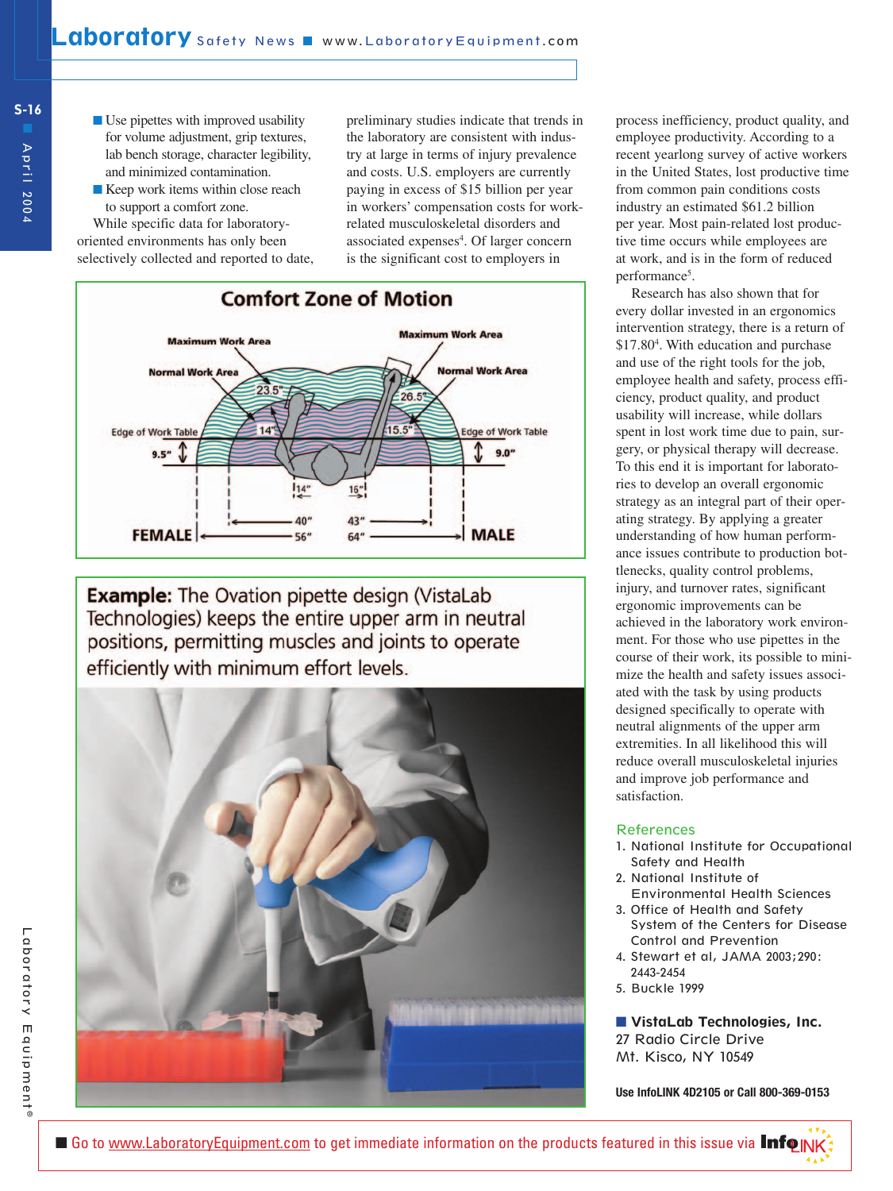- Use pipettes with improved usability for volume adjustment, grip textures, lab bench storage, character legibility, and minimized contamination.
- Keep work items within close reach to support a comfort zone.

While specific data for laboratory-oriented environments has only been selectively collected and reported to date, preliminary studies indicate that trends in the laboratory are consistent with industry at large in terms of injury prevalence and costs. U.S. employers are currently paying in excess of $15 billion per year in workers' compensation costs for work-related musculoskeletal disorders and associated expenses[4]. Of larger concern is the significant cost to employers in process inefficiency, product quality, and employee productivity. According to a recent yearlong survey of active workers in the United States, lost productive time from common pain conditions costs industry an estimated $61.2 billion per year. Most pain-related lost productive time occurs while employees are at work, and is in the form of reduced performance[5].

Research has also shown that for every dollar invested in an ergonomics intervention strategy, there is a return of $17.80[4]. With education and purchase and use of the right tools for the job, employee health and safety, process efficiency, product quality, and product usability will increase, while dollars spent in lost work time due to pain, surgery, or physical therapy will decrease. To this end it is important for laboratories to develop an overall ergonomic strategy as an integral part of their operating strategy. By applying a greater understanding of how human performance issues contribute to production bottlenecks, quality control problems, injury, and turnover rates, significant ergonomic improvements can be achieved in the laboratory work environment. For those who use pipettes in the course of their work, its possible to minimize the health and safety issues associated with the task by using products designed specifically to operate with neutral alignments of the upper arm extremities. In all likelihood this will reduce overall musculoskeletal injuries and improve job performance and satisfaction.

**Comfort Zone of Motion**

Maximum Work Area
Maximum Work Area
Normal Work Area
Normal Work Area
23.5"
26.5"
14"
15.5"
Edge of Work Table
Edge of Work Table
9.5"
9.0"
14"
16"
40"
43"
56"
64"
FEMALE
MALE

**Example:** The Ovation pipette design (VistaLab Technologies) keeps the entire upper arm in neutral positions, permitting muscles and joints to operate efficiently with minimum effort levels.

## References

1. National Institute for Occupational Safety and Health
2. National Institute of Environmental Health Sciences
3. Office of Health and Safety System of the Centers for Disease Control and Prevention
4. Stewart et al, JAMA 2003;290: 2443-2454
5. Buckle 1999

**VistaLab Technologies, Inc.**
27 Radio Circle Drive
Mt. Kisco, NY 10549

**Use InfoLINK 4D2105 or Call 800-369-0153**

Go to www.LaboratoryEquipment.com to get immediate information on the products featured in this issue via InfoLINK